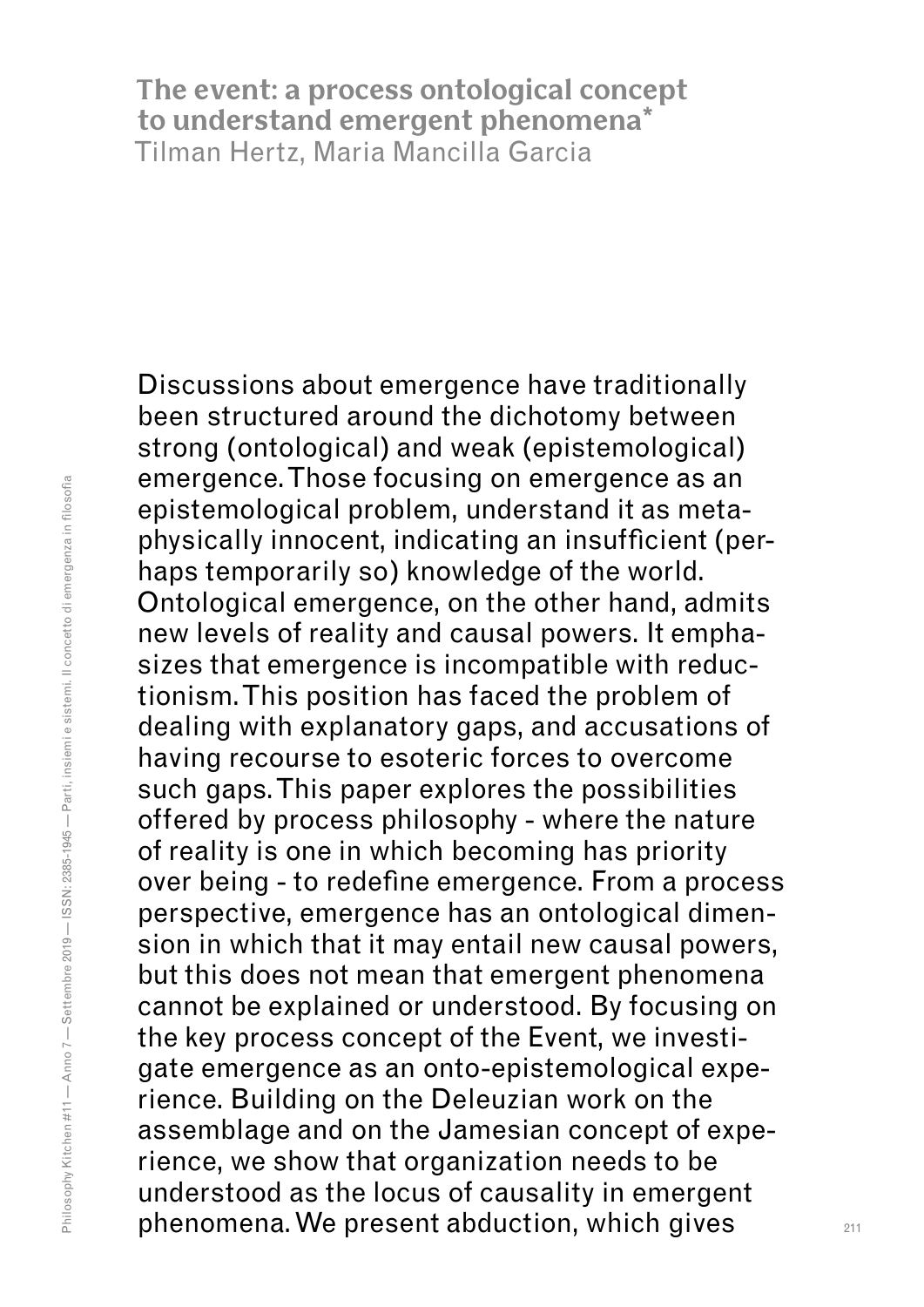# The event: a process ontological concept to understand emergent phenomena*

Tilman Hertz, Maria Mancilla Garcia

Discussions about emergence have traditionally been structured around the dichotomy between strong (ontological) and weak (epistemological) emergence. Those focusing on emergence as an epistemological problem, understand it as metaphysically innocent, indicating an insufficient (perhaps temporarily so) knowledge of the world. Ontological emergence, on the other hand, admits new levels of reality and causal powers. It emphasizes that emergence is incompatible with reductionism. This position has faced the problem of dealing with explanatory gaps, and accusations of having recourse to esoteric forces to overcome such gaps. This paper explores the possibilities offered by process philosophy - where the nature of reality is one in which becoming has priority over being - to redefine emergence. From a process perspective, emergence has an ontological dimension in which that it may entail new causal powers, but this does not mean that emergent phenomena cannot be explained or understood. By focusing on the key process concept of the Event, we investigate emergence as an onto-epistemological experience. Building on the Deleuzian work on the assemblage and on the Jamesian concept of experience, we show that organization needs to be understood as the locus of causality in emergent phenomena. We present abduction, which gives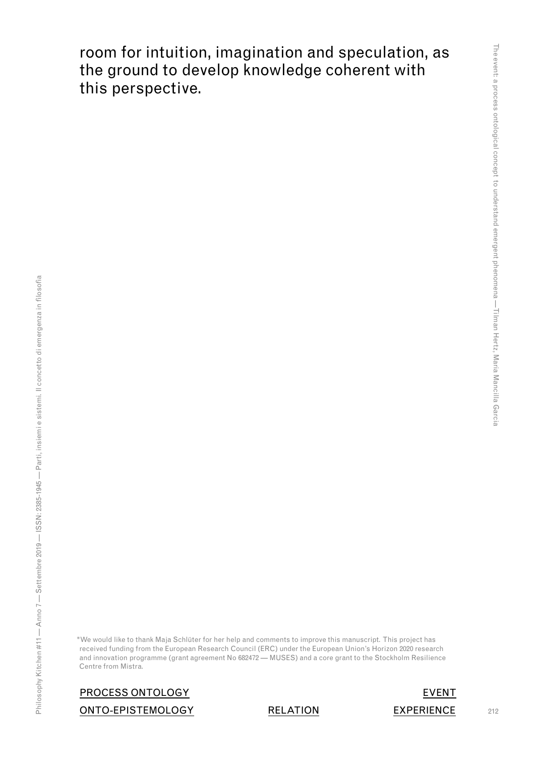room for intuition, imagination and speculation, as the ground to develop knowledge coherent with this perspective.

*We would like to thank Maja Schlüter for her help and comments to improve this manuscript. This project has received funding from the European Research Council (ERC) under the European Union's Horizon 2020 research and innovation programme (grant agreement No 682472 — MUSES) and a core grant to the Stockholm Resilience Centre from Mistra.

PROCESS ONTOLOGY

EVENT

ONTO-EPISTEMOLOGY

RELATION

EXPERIENCE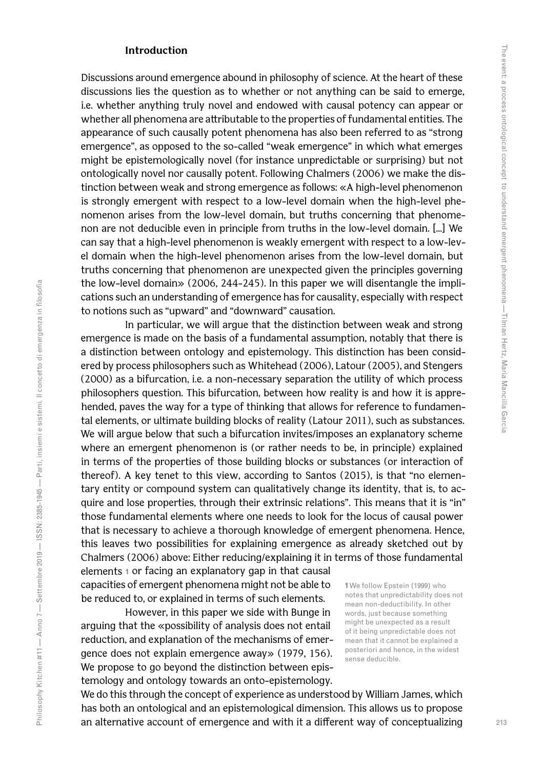## Introduction

Discussions around emergence abound in philosophy of science. At the heart of these discussions lies the question as to whether or not anything can be said to emerge, i.e. whether anything truly novel and endowed with causal potency can appear or whether all phenomena are attributable to the properties of fundamental entities. The appearance of such causally potent phenomena has also been referred to as "strong emergence", as opposed to the so-called "weak emergence" in which what emerges might be epistemologically novel (for instance unpredictable or surprising) but not ontologically novel nor causally potent. Following Chalmers (2006) we make the distinction between weak and strong emergence as follows: «A high-level phenomenon is strongly emergent with respect to a low-level domain when the high-level phenomenon arises from the low-level domain, but truths concerning that phenomenon are not deducible even in principle from truths in the low-level domain. [...] We can say that a high-level phenomenon is weakly emergent with respect to a low-level domain when the high-level phenomenon arises from the low-level domain, but truths concerning that phenomenon are unexpected given the principles governing the low-level domain» (2006, 244-245). In this paper we will disentangle the implications such an understanding of emergence has for causality, especially with respect to notions such as "upward" and "downward" causation.

In particular, we will argue that the distinction between weak and strong emergence is made on the basis of a fundamental assumption, notably that there is a distinction between ontology and epistemology. This distinction has been considered by process philosophers such as Whitehead (2006), Latour (2005), and Stengers (2000) as a bifurcation, i.e. a non-necessary separation the utility of which process philosophers question. This bifurcation, between how reality is and how it is apprehended, paves the way for a type of thinking that allows for reference to fundamental elements, or ultimate building blocks of reality (Latour 2011), such as substances. We will argue below that such a bifurcation invites/imposes an explanatory scheme where an emergent phenomenon is (or rather needs to be, in principle) explained in terms of the properties of those building blocks or substances (or interaction of thereof). A key tenet to this view, according to Santos (2015), is that "no elementary entity or compound system can qualitatively change its identity, that is, to acquire and lose properties, through their extrinsic relations". This means that it is "in" those fundamental elements where one needs to look for the locus of causal power that is necessary to achieve a thorough knowledge of emergent phenomena. Hence, this leaves two possibilities for explaining emergence as already sketched out by Chalmers (2006) above: Either reducing/explaining it in terms of those fundamental elements [1] or facing an explanatory gap in that causal capacities of emergent phenomena might not be able to be reduced to, or explained in terms of such elements.

However, in this paper we side with Bunge in arguing that the «possibility of analysis does not entail reduction, and explanation of the mechanisms of emergence does not explain emergence away» (1979, 156). We propose to go beyond the distinction between epistemology and ontology towards an onto-epistemology. We do this through the concept of experience as understood by William James, which has both an ontological and an epistemological dimension. This allows us to propose an alternative account of emergence and with it a different way of conceptualizing

[1] We follow Epstein (1999) who notes that unpredictability does not mean non-deductibility. In other words, just because something might be unexpected as a result of it being unpredictable does not mean that it cannot be explained a posteriori and hence, in the widest sense deducible.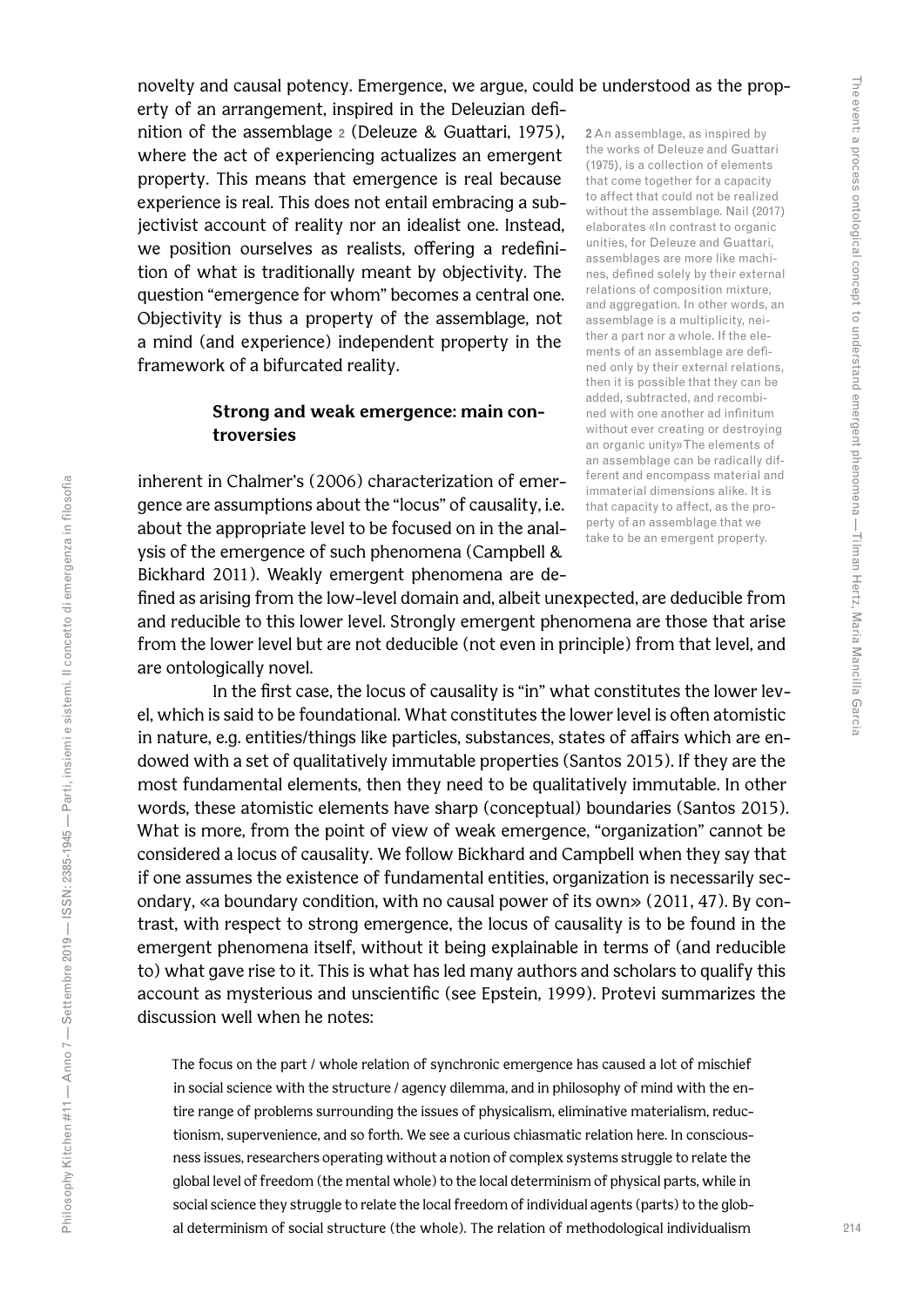novelty and causal potency. Emergence, we argue, could be understood as the property of an arrangement, inspired in the Deleuzian definition of the assemblage [2] (Deleuze & Guattari, 1975), where the act of experiencing actualizes an emergent property. This means that emergence is real because experience is real. This does not entail embracing a subjectivist account of reality nor an idealist one. Instead, we position ourselves as realists, offering a redefinition of what is traditionally meant by objectivity. The question "emergence for whom" becomes a central one. Objectivity is thus a property of the assemblage, not a mind (and experience) independent property in the framework of a bifurcated reality.

### Strong and weak emergence: main controversies

inherent in Chalmer's (2006) characterization of emergence are assumptions about the "locus" of causality, i.e. about the appropriate level to be focused on in the analysis of the emergence of such phenomena (Campbell & Bickhard 2011). Weakly emergent phenomena are defined as arising from the low-level domain and, albeit unexpected, are deducible from and reducible to this lower level. Strongly emergent phenomena are those that arise from the lower level but are not deducible (not even in principle) from that level, and are ontologically novel.

In the first case, the locus of causality is "in" what constitutes the lower level, which is said to be foundational. What constitutes the lower level is often atomistic in nature, e.g. entities/things like particles, substances, states of affairs which are endowed with a set of qualitatively immutable properties (Santos 2015). If they are the most fundamental elements, then they need to be qualitatively immutable. In other words, these atomistic elements have sharp (conceptual) boundaries (Santos 2015). What is more, from the point of view of weak emergence, "organization" cannot be considered a locus of causality. We follow Bickhard and Campbell when they say that if one assumes the existence of fundamental entities, organization is necessarily secondary, «a boundary condition, with no causal power of its own» (2011, 47). By contrast, with respect to strong emergence, the locus of causality is to be found in the emergent phenomena itself, without it being explainable in terms of (and reducible to) what gave rise to it. This is what has led many authors and scholars to qualify this account as mysterious and unscientific (see Epstein, 1999). Protevi summarizes the discussion well when he notes:

> The focus on the part / whole relation of synchronic emergence has caused a lot of mischief in social science with the structure / agency dilemma, and in philosophy of mind with the entire range of problems surrounding the issues of physicalism, eliminative materialism, reductionism, supervenience, and so forth. We see a curious chiasmatic relation here. In consciousness issues, researchers operating without a notion of complex systems struggle to relate the global level of freedom (the mental whole) to the local determinism of physical parts, while in social science they struggle to relate the local freedom of individual agents (parts) to the global determinism of social structure (the whole). The relation of methodological individualism

[2] An assemblage, as inspired by the works of Deleuze and Guattari (1975), is a collection of elements that come together for a capacity to affect that could not be realized without the assemblage. Nail (2017) elaborates «In contrast to organic unities, for Deleuze and Guattari, assemblages are more like machines, defined solely by their external relations of composition mixture, and aggregation. In other words, an assemblage is a multiplicity, neither a part nor a whole. If the elements of an assemblage are defined only by their external relations, then it is possible that they can be added, subtracted, and recombined with one another ad infinitum without ever creating or destroying an organic unity» The elements of an assemblage can be radically different and encompass material and immaterial dimensions alike. It is that capacity to affect, as the property of an assemblage that we take to be an emergent property.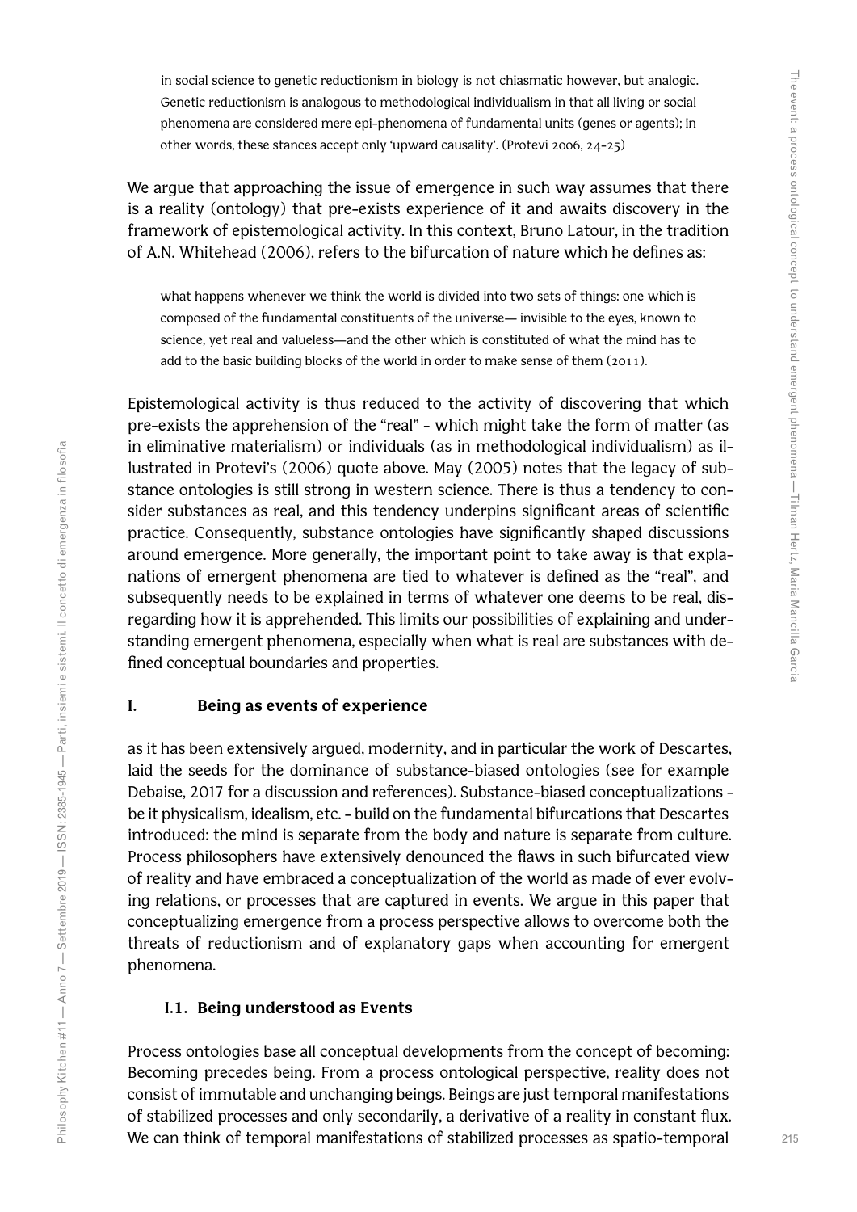> in social science to genetic reductionism in biology is not chiasmatic however, but analogic. Genetic reductionism is analogous to methodological individualism in that all living or social phenomena are considered mere epi-phenomena of fundamental units (genes or agents); in other words, these stances accept only 'upward causality'. (Protevi 2006, 24-25)

We argue that approaching the issue of emergence in such way assumes that there is a reality (ontology) that pre-exists experience of it and awaits discovery in the framework of epistemological activity. In this context, Bruno Latour, in the tradition of A.N. Whitehead (2006), refers to the bifurcation of nature which he defines as:

> what happens whenever we think the world is divided into two sets of things: one which is composed of the fundamental constituents of the universe— invisible to the eyes, known to science, yet real and valueless—and the other which is constituted of what the mind has to add to the basic building blocks of the world in order to make sense of them (2011).

Epistemological activity is thus reduced to the activity of discovering that which pre-exists the apprehension of the "real" - which might take the form of matter (as in eliminative materialism) or individuals (as in methodological individualism) as illustrated in Protevi's (2006) quote above. May (2005) notes that the legacy of substance ontologies is still strong in western science. There is thus a tendency to consider substances as real, and this tendency underpins significant areas of scientific practice. Consequently, substance ontologies have significantly shaped discussions around emergence. More generally, the important point to take away is that explanations of emergent phenomena are tied to whatever is defined as the "real", and subsequently needs to be explained in terms of whatever one deems to be real, disregarding how it is apprehended. This limits our possibilities of explaining and understanding emergent phenomena, especially when what is real are substances with defined conceptual boundaries and properties.

## I. Being as events of experience

as it has been extensively argued, modernity, and in particular the work of Descartes, laid the seeds for the dominance of substance-biased ontologies (see for example Debaise, 2017 for a discussion and references). Substance-biased conceptualizations - be it physicalism, idealism, etc. - build on the fundamental bifurcations that Descartes introduced: the mind is separate from the body and nature is separate from culture. Process philosophers have extensively denounced the flaws in such bifurcated view of reality and have embraced a conceptualization of the world as made of ever evolving relations, or processes that are captured in events. We argue in this paper that conceptualizing emergence from a process perspective allows to overcome both the threats of reductionism and of explanatory gaps when accounting for emergent phenomena.

### I.1. Being understood as Events

Process ontologies base all conceptual developments from the concept of becoming: Becoming precedes being. From a process ontological perspective, reality does not consist of immutable and unchanging beings. Beings are just temporal manifestations of stabilized processes and only secondarily, a derivative of a reality in constant flux. We can think of temporal manifestations of stabilized processes as spatio-temporal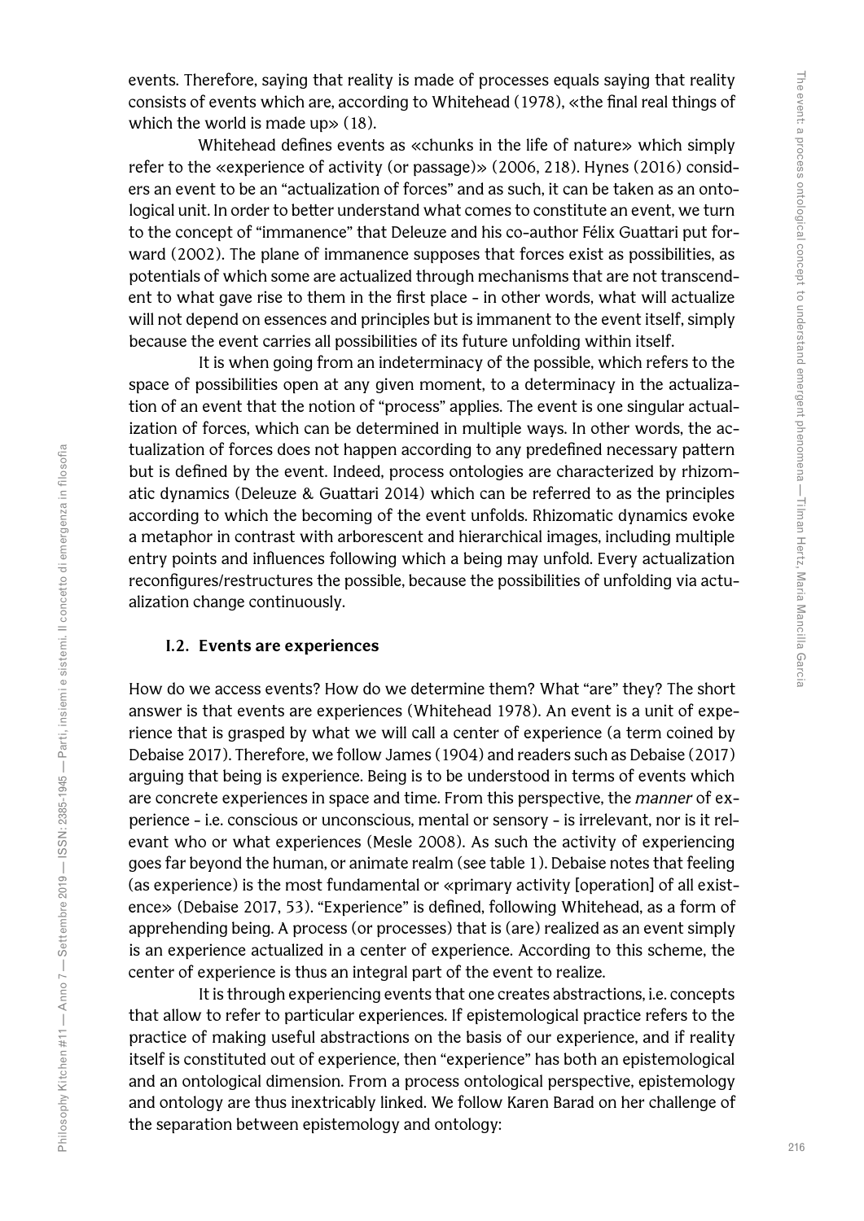events. Therefore, saying that reality is made of processes equals saying that reality consists of events which are, according to Whitehead (1978), «the final real things of which the world is made up» (18).

Whitehead defines events as «chunks in the life of nature» which simply refer to the «experience of activity (or passage)» (2006, 218). Hynes (2016) considers an event to be an "actualization of forces" and as such, it can be taken as an ontological unit. In order to better understand what comes to constitute an event, we turn to the concept of "immanence" that Deleuze and his co-author Félix Guattari put forward (2002). The plane of immanence supposes that forces exist as possibilities, as potentials of which some are actualized through mechanisms that are not transcendent to what gave rise to them in the first place – in other words, what will actualize will not depend on essences and principles but is immanent to the event itself, simply because the event carries all possibilities of its future unfolding within itself.

It is when going from an indeterminacy of the possible, which refers to the space of possibilities open at any given moment, to a determinacy in the actualization of an event that the notion of "process" applies. The event is one singular actualization of forces, which can be determined in multiple ways. In other words, the actualization of forces does not happen according to any predefined necessary pattern but is defined by the event. Indeed, process ontologies are characterized by rhizomatic dynamics (Deleuze & Guattari 2014) which can be referred to as the principles according to which the becoming of the event unfolds. Rhizomatic dynamics evoke a metaphor in contrast with arborescent and hierarchical images, including multiple entry points and influences following which a being may unfold. Every actualization reconfigures/restructures the possible, because the possibilities of unfolding via actualization change continuously.

### I.2. Events are experiences

How do we access events? How do we determine them? What "are" they? The short answer is that events are experiences (Whitehead 1978). An event is a unit of experience that is grasped by what we will call a center of experience (a term coined by Debaise 2017). Therefore, we follow James (1904) and readers such as Debaise (2017) arguing that being is experience. Being is to be understood in terms of events which are concrete experiences in space and time. From this perspective, the *manner* of experience – i.e. conscious or unconscious, mental or sensory – is irrelevant, nor is it relevant who or what experiences (Mesle 2008). As such the activity of experiencing goes far beyond the human, or animate realm (see table 1). Debaise notes that feeling (as experience) is the most fundamental or «primary activity [operation] of all existence» (Debaise 2017, 53). "Experience" is defined, following Whitehead, as a form of apprehending being. A process (or processes) that is (are) realized as an event simply is an experience actualized in a center of experience. According to this scheme, the center of experience is thus an integral part of the event to realize.

It is through experiencing events that one creates abstractions, i.e. concepts that allow to refer to particular experiences. If epistemological practice refers to the practice of making useful abstractions on the basis of our experience, and if reality itself is constituted out of experience, then "experience" has both an epistemological and an ontological dimension. From a process ontological perspective, epistemology and ontology are thus inextricably linked. We follow Karen Barad on her challenge of the separation between epistemology and ontology: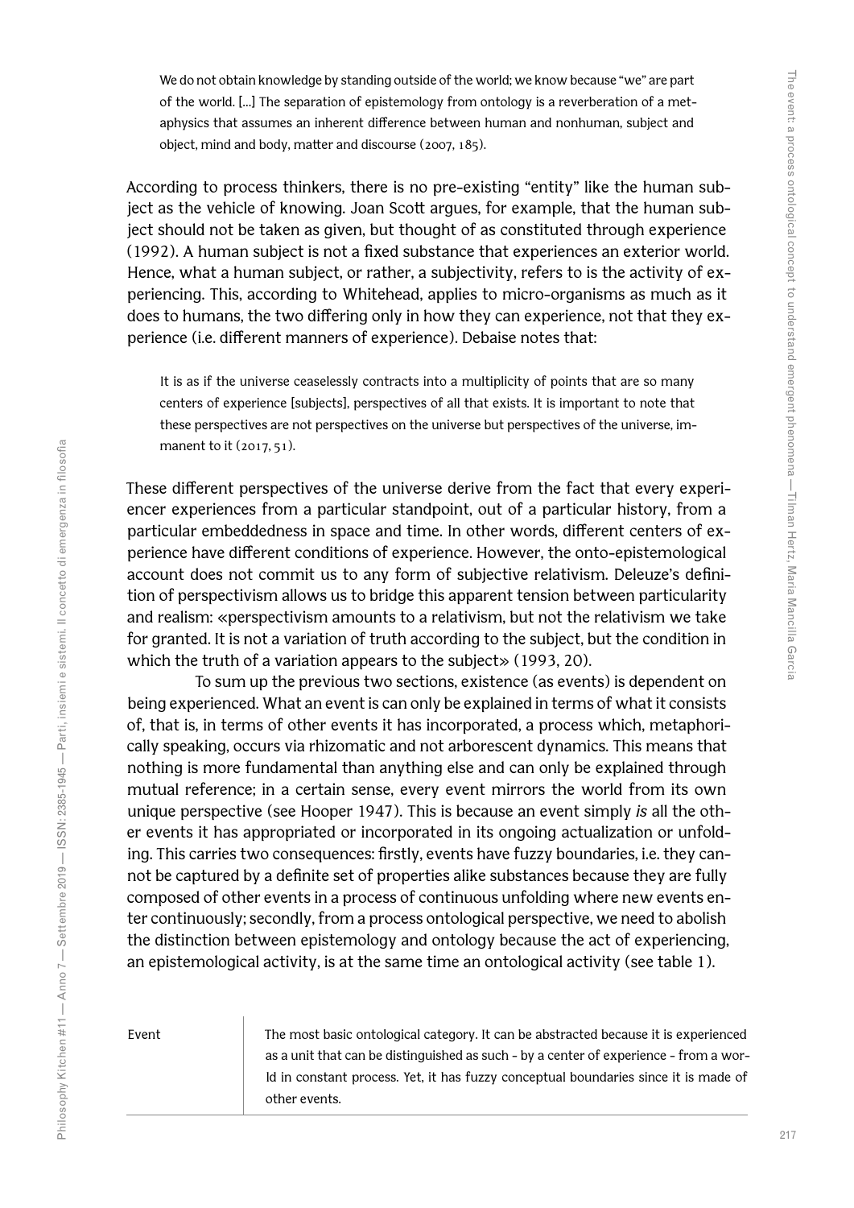> We do not obtain knowledge by standing outside of the world; we know because "we" are part of the world. [...] The separation of epistemology from ontology is a reverberation of a metaphysics that assumes an inherent difference between human and nonhuman, subject and object, mind and body, matter and discourse (2007, 185).

According to process thinkers, there is no pre-existing "entity" like the human subject as the vehicle of knowing. Joan Scott argues, for example, that the human subject should not be taken as given, but thought of as constituted through experience (1992). A human subject is not a fixed substance that experiences an exterior world. Hence, what a human subject, or rather, a subjectivity, refers to is the activity of experiencing. This, according to Whitehead, applies to micro-organisms as much as it does to humans, the two differing only in how they can experience, not that they experience (i.e. different manners of experience). Debaise notes that:

> It is as if the universe ceaselessly contracts into a multiplicity of points that are so many centers of experience [subjects], perspectives of all that exists. It is important to note that these perspectives are not perspectives on the universe but perspectives of the universe, immanent to it (2017, 51).

These different perspectives of the universe derive from the fact that every experiencer experiences from a particular standpoint, out of a particular history, from a particular embeddedness in space and time. In other words, different centers of experience have different conditions of experience. However, the onto-epistemological account does not commit us to any form of subjective relativism. Deleuze's definition of perspectivism allows us to bridge this apparent tension between particularity and realism: «perspectivism amounts to a relativism, but not the relativism we take for granted. It is not a variation of truth according to the subject, but the condition in which the truth of a variation appears to the subject» (1993, 20).

To sum up the previous two sections, existence (as events) is dependent on being experienced. What an event is can only be explained in terms of what it consists of, that is, in terms of other events it has incorporated, a process which, metaphorically speaking, occurs via rhizomatic and not arborescent dynamics. This means that nothing is more fundamental than anything else and can only be explained through mutual reference; in a certain sense, every event mirrors the world from its own unique perspective (see Hooper 1947). This is because an event simply *is* all the other events it has appropriated or incorporated in its ongoing actualization or unfolding. This carries two consequences: firstly, events have fuzzy boundaries, i.e. they cannot be captured by a definite set of properties alike substances because they are fully composed of other events in a process of continuous unfolding where new events enter continuously; secondly, from a process ontological perspective, we need to abolish the distinction between epistemology and ontology because the act of experiencing, an epistemological activity, is at the same time an ontological activity (see table 1).

| | |
|---|---|
| Event | The most basic ontological category. It can be abstracted because it is experienced as a unit that can be distinguished as such - by a center of experience - from a world in constant process. Yet, it has fuzzy conceptual boundaries since it is made of other events. |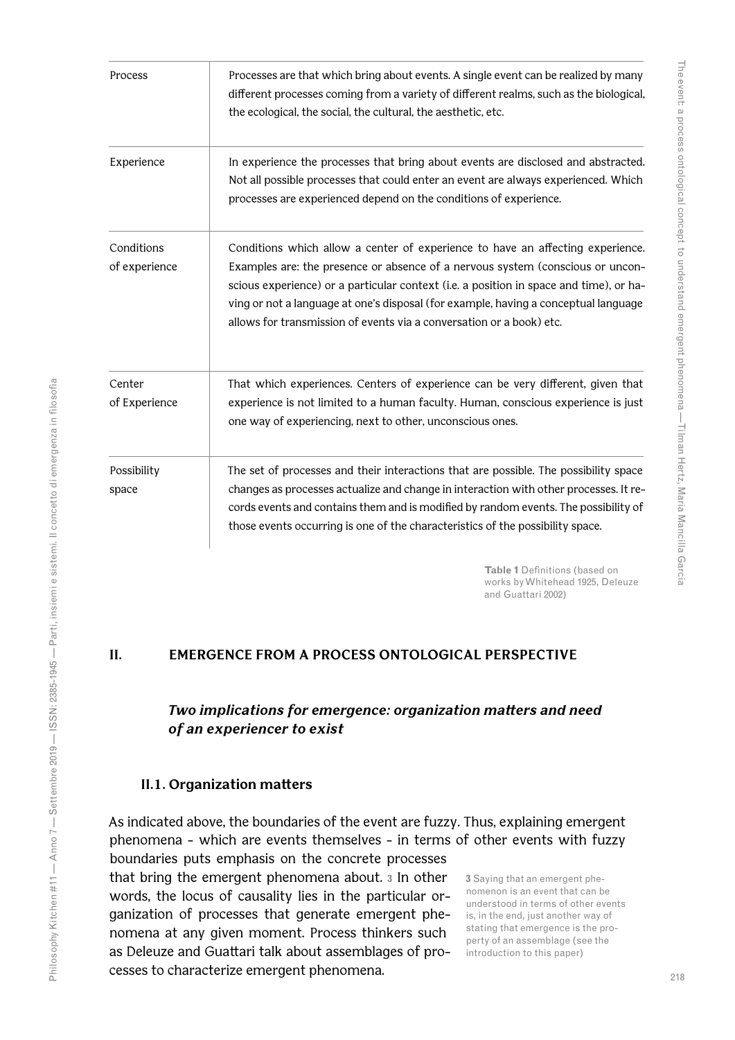| | |
|---|---|
| Process | Processes are that which bring about events. A single event can be realized by many different processes coming from a variety of different realms, such as the biological, the ecological, the social, the cultural, the aesthetic, etc. |
| Experience | In experience the processes that bring about events are disclosed and abstracted. Not all possible processes that could enter an event are always experienced. Which processes are experienced depend on the conditions of experience. |
| Conditions of experience | Conditions which allow a center of experience to have an affecting experience. Examples are: the presence or absence of a nervous system (conscious or unconscious experience) or a particular context (i.e. a position in space and time), or having or not a language at one's disposal (for example, having a conceptual language allows for transmission of events via a conversation or a book) etc. |
| Center of Experience | That which experiences. Centers of experience can be very different, given that experience is not limited to a human faculty. Human, conscious experience is just one way of experiencing, next to other, unconscious ones. |
| Possibility space | The set of processes and their interactions that are possible. The possibility space changes as processes actualize and change in interaction with other processes. It records events and contains them and is modified by random events. The possibility of those events occurring is one of the characteristics of the possibility space. |

**Table 1** Definitions (based on works by Whitehead 1925, Deleuze and Guattari 2002)

## II. EMERGENCE FROM A PROCESS ONTOLOGICAL PERSPECTIVE

### *Two implications for emergence: organization matters and need of an experiencer to exist*

### II.1. Organization matters

As indicated above, the boundaries of the event are fuzzy. Thus, explaining emergent phenomena - which are events themselves - in terms of other events with fuzzy boundaries puts emphasis on the concrete processes that bring the emergent phenomena about. [3] In other words, the locus of causality lies in the particular organization of processes that generate emergent phenomena at any given moment. Process thinkers such as Deleuze and Guattari talk about assemblages of processes to characterize emergent phenomena.

[3] Saying that an emergent phenomenon is an event that can be understood in terms of other events is, in the end, just another way of stating that emergence is the property of an assemblage (see the introduction to this paper)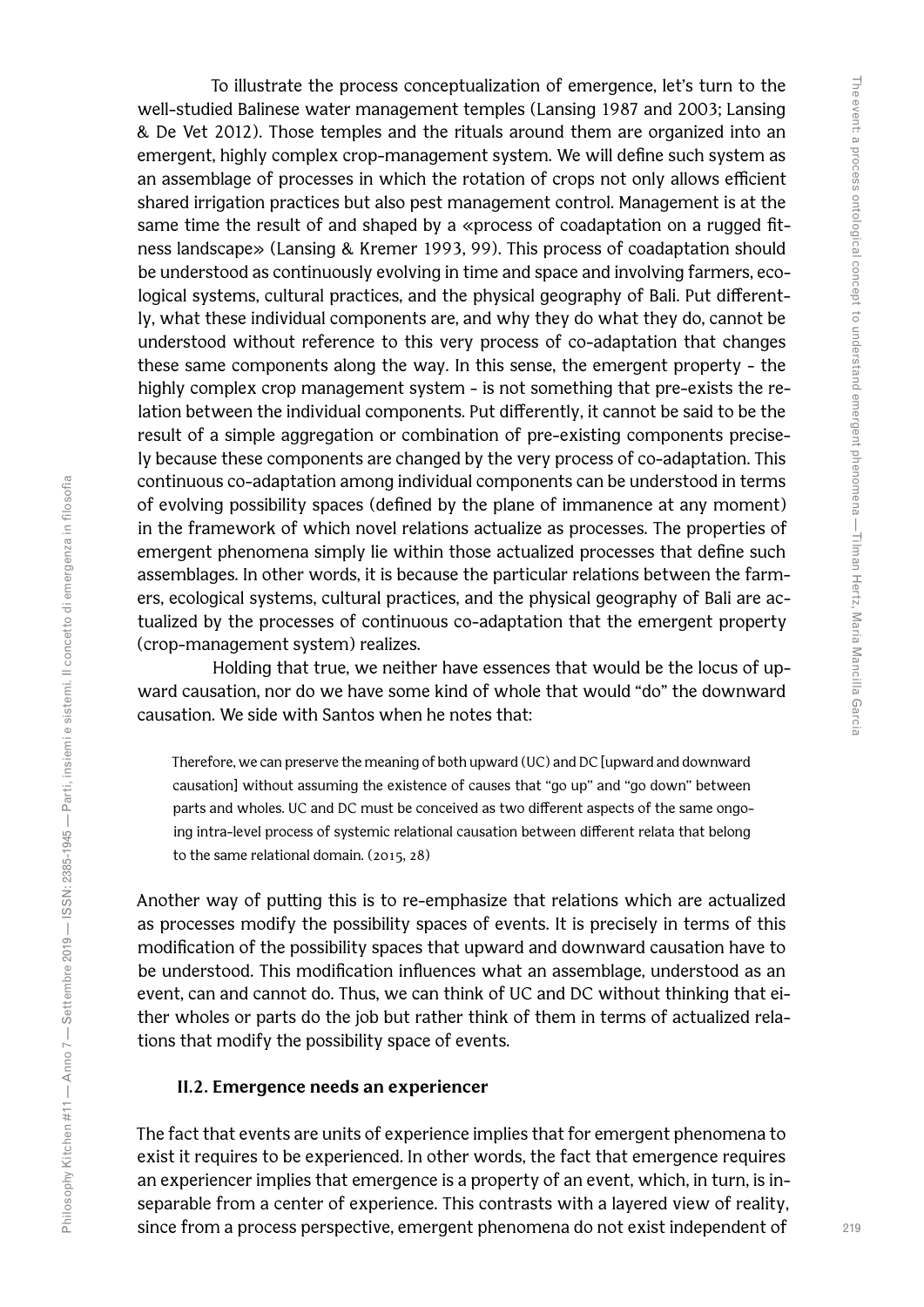To illustrate the process conceptualization of emergence, let's turn to the well-studied Balinese water management temples (Lansing 1987 and 2003; Lansing & De Vet 2012). Those temples and the rituals around them are organized into an emergent, highly complex crop-management system. We will define such system as an assemblage of processes in which the rotation of crops not only allows efficient shared irrigation practices but also pest management control. Management is at the same time the result of and shaped by a «process of coadaptation on a rugged fitness landscape» (Lansing & Kremer 1993, 99). This process of coadaptation should be understood as continuously evolving in time and space and involving farmers, ecological systems, cultural practices, and the physical geography of Bali. Put differently, what these individual components are, and why they do what they do, cannot be understood without reference to this very process of co-adaptation that changes these same components along the way. In this sense, the emergent property - the highly complex crop management system - is not something that pre-exists the relation between the individual components. Put differently, it cannot be said to be the result of a simple aggregation or combination of pre-existing components precisely because these components are changed by the very process of co-adaptation. This continuous co-adaptation among individual components can be understood in terms of evolving possibility spaces (defined by the plane of immanence at any moment) in the framework of which novel relations actualize as processes. The properties of emergent phenomena simply lie within those actualized processes that define such assemblages. In other words, it is because the particular relations between the farmers, ecological systems, cultural practices, and the physical geography of Bali are actualized by the processes of continuous co-adaptation that the emergent property (crop-management system) realizes.

Holding that true, we neither have essences that would be the locus of upward causation, nor do we have some kind of whole that would "do" the downward causation. We side with Santos when he notes that:

> Therefore, we can preserve the meaning of both upward (UC) and DC [upward and downward causation] without assuming the existence of causes that "go up" and "go down" between parts and wholes. UC and DC must be conceived as two different aspects of the same ongoing intra-level process of systemic relational causation between different relata that belong to the same relational domain. (2015, 28)

Another way of putting this is to re-emphasize that relations which are actualized as processes modify the possibility spaces of events. It is precisely in terms of this modification of the possibility spaces that upward and downward causation have to be understood. This modification influences what an assemblage, understood as an event, can and cannot do. Thus, we can think of UC and DC without thinking that either wholes or parts do the job but rather think of them in terms of actualized relations that modify the possibility space of events.

### II.2. Emergence needs an experiencer

The fact that events are units of experience implies that for emergent phenomena to exist it requires to be experienced. In other words, the fact that emergence requires an experiencer implies that emergence is a property of an event, which, in turn, is inseparable from a center of experience. This contrasts with a layered view of reality, since from a process perspective, emergent phenomena do not exist independent of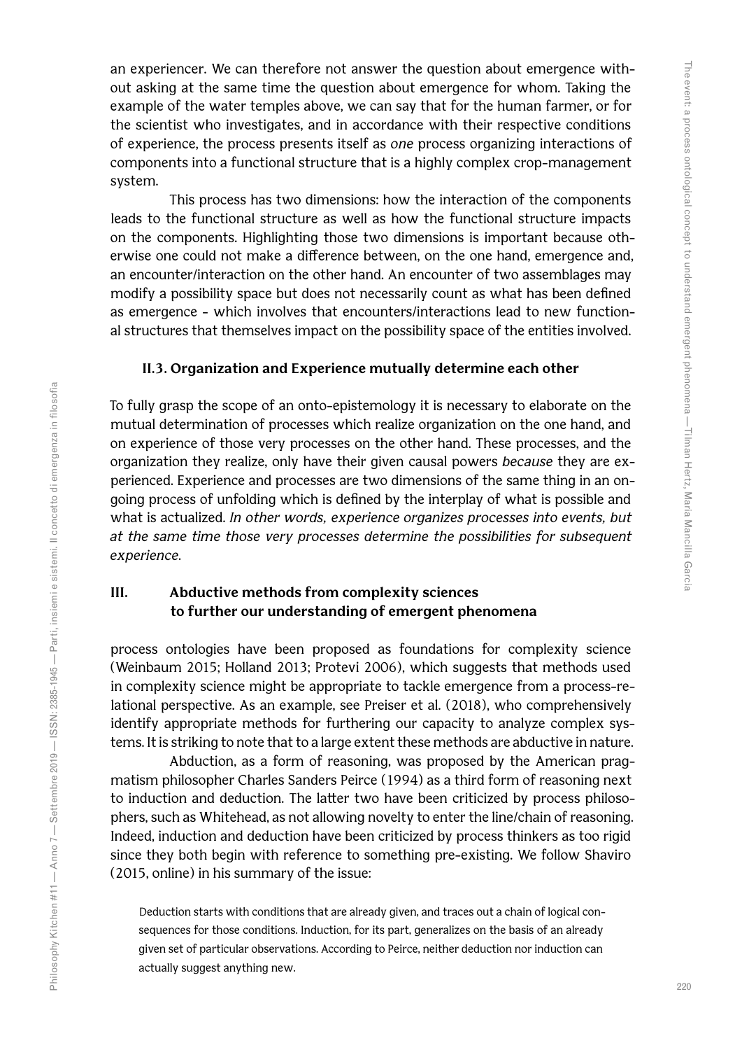an experiencer. We can therefore not answer the question about emergence without asking at the same time the question about emergence for whom. Taking the example of the water temples above, we can say that for the human farmer, or for the scientist who investigates, and in accordance with their respective conditions of experience, the process presents itself as *one* process organizing interactions of components into a functional structure that is a highly complex crop-management system.

This process has two dimensions: how the interaction of the components leads to the functional structure as well as how the functional structure impacts on the components. Highlighting those two dimensions is important because otherwise one could not make a difference between, on the one hand, emergence and, an encounter/interaction on the other hand. An encounter of two assemblages may modify a possibility space but does not necessarily count as what has been defined as emergence - which involves that encounters/interactions lead to new functional structures that themselves impact on the possibility space of the entities involved.

### II.3. Organization and Experience mutually determine each other

To fully grasp the scope of an onto-epistemology it is necessary to elaborate on the mutual determination of processes which realize organization on the one hand, and on experience of those very processes on the other hand. These processes, and the organization they realize, only have their given causal powers *because* they are experienced. Experience and processes are two dimensions of the same thing in an ongoing process of unfolding which is defined by the interplay of what is possible and what is actualized. *In other words, experience organizes processes into events, but at the same time those very processes determine the possibilities for subsequent experience.*

## III. Abductive methods from complexity sciences to further our understanding of emergent phenomena

process ontologies have been proposed as foundations for complexity science (Weinbaum 2015; Holland 2013; Protevi 2006), which suggests that methods used in complexity science might be appropriate to tackle emergence from a process-relational perspective. As an example, see Preiser et al. (2018), who comprehensively identify appropriate methods for furthering our capacity to analyze complex systems. It is striking to note that to a large extent these methods are abductive in nature.

Abduction, as a form of reasoning, was proposed by the American pragmatism philosopher Charles Sanders Peirce (1994) as a third form of reasoning next to induction and deduction. The latter two have been criticized by process philosophers, such as Whitehead, as not allowing novelty to enter the line/chain of reasoning. Indeed, induction and deduction have been criticized by process thinkers as too rigid since they both begin with reference to something pre-existing. We follow Shaviro (2015, online) in his summary of the issue:

> Deduction starts with conditions that are already given, and traces out a chain of logical consequences for those conditions. Induction, for its part, generalizes on the basis of an already given set of particular observations. According to Peirce, neither deduction nor induction can actually suggest anything new.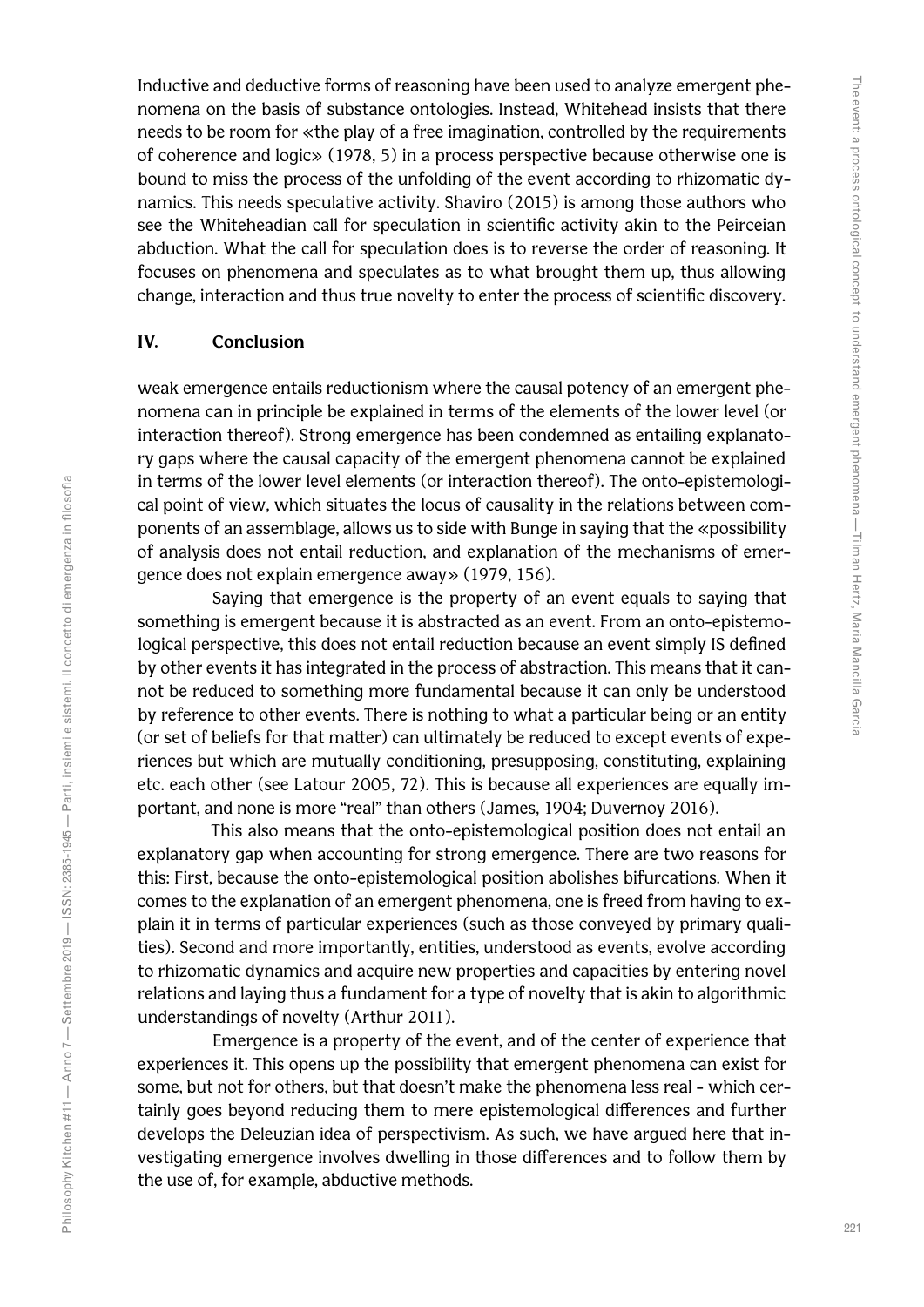Inductive and deductive forms of reasoning have been used to analyze emergent phenomena on the basis of substance ontologies. Instead, Whitehead insists that there needs to be room for «the play of a free imagination, controlled by the requirements of coherence and logic» (1978, 5) in a process perspective because otherwise one is bound to miss the process of the unfolding of the event according to rhizomatic dynamics. This needs speculative activity. Shaviro (2015) is among those authors who see the Whiteheadian call for speculation in scientific activity akin to the Peirceian abduction. What the call for speculation does is to reverse the order of reasoning. It focuses on phenomena and speculates as to what brought them up, thus allowing change, interaction and thus true novelty to enter the process of scientific discovery.

## IV. Conclusion

weak emergence entails reductionism where the causal potency of an emergent phenomena can in principle be explained in terms of the elements of the lower level (or interaction thereof). Strong emergence has been condemned as entailing explanatory gaps where the causal capacity of the emergent phenomena cannot be explained in terms of the lower level elements (or interaction thereof). The onto-epistemological point of view, which situates the locus of causality in the relations between components of an assemblage, allows us to side with Bunge in saying that the «possibility of analysis does not entail reduction, and explanation of the mechanisms of emergence does not explain emergence away» (1979, 156).

Saying that emergence is the property of an event equals to saying that something is emergent because it is abstracted as an event. From an onto-epistemological perspective, this does not entail reduction because an event simply IS defined by other events it has integrated in the process of abstraction. This means that it cannot be reduced to something more fundamental because it can only be understood by reference to other events. There is nothing to what a particular being or an entity (or set of beliefs for that matter) can ultimately be reduced to except events of experiences but which are mutually conditioning, presupposing, constituting, explaining etc. each other (see Latour 2005, 72). This is because all experiences are equally important, and none is more "real" than others (James, 1904; Duvernoy 2016).

This also means that the onto-epistemological position does not entail an explanatory gap when accounting for strong emergence. There are two reasons for this: First, because the onto-epistemological position abolishes bifurcations. When it comes to the explanation of an emergent phenomena, one is freed from having to explain it in terms of particular experiences (such as those conveyed by primary qualities). Second and more importantly, entities, understood as events, evolve according to rhizomatic dynamics and acquire new properties and capacities by entering novel relations and laying thus a fundament for a type of novelty that is akin to algorithmic understandings of novelty (Arthur 2011).

Emergence is a property of the event, and of the center of experience that experiences it. This opens up the possibility that emergent phenomena can exist for some, but not for others, but that doesn't make the phenomena less real - which certainly goes beyond reducing them to mere epistemological differences and further develops the Deleuzian idea of perspectivism. As such, we have argued here that investigating emergence involves dwelling in those differences and to follow them by the use of, for example, abductive methods.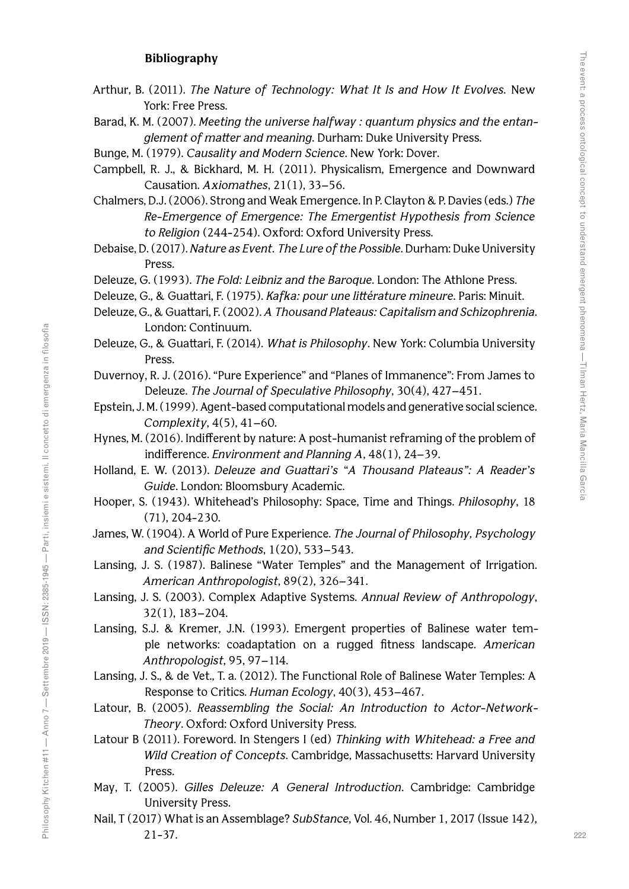### Bibliography

Arthur, B. (2011). *The Nature of Technology: What It Is and How It Evolves*. New York: Free Press.

Barad, K. M. (2007). *Meeting the universe halfway : quantum physics and the entanglement of matter and meaning*. Durham: Duke University Press.

Bunge, M. (1979). *Causality and Modern Science*. New York: Dover.

Campbell, R. J., & Bickhard, M. H. (2011). Physicalism, Emergence and Downward Causation. *Axiomathes*, 21(1), 33–56.

Chalmers, D.J. (2006). Strong and Weak Emergence. In P. Clayton & P. Davies (eds.) *The Re-Emergence of Emergence: The Emergentist Hypothesis from Science to Religion* (244-254). Oxford: Oxford University Press.

Debaise, D. (2017). *Nature as Event. The Lure of the Possible*. Durham: Duke University Press.

Deleuze, G. (1993). *The Fold: Leibniz and the Baroque*. London: The Athlone Press.

Deleuze, G., & Guattari, F. (1975). *Kafka: pour une littérature mineure*. Paris: Minuit.

Deleuze, G., & Guattari, F. (2002). *A Thousand Plateaus: Capitalism and Schizophrenia*. London: Continuum.

Deleuze, G., & Guattari, F. (2014). *What is Philosophy*. New York: Columbia University Press.

Duvernoy, R. J. (2016). "Pure Experience" and "Planes of Immanence": From James to Deleuze. *The Journal of Speculative Philosophy*, 30(4), 427–451.

Epstein, J. M. (1999). Agent-based computational models and generative social science. *Complexity*, 4(5), 41–60.

Hynes, M. (2016). Indifferent by nature: A post-humanist reframing of the problem of indifference. *Environment and Planning A*, 48(1), 24–39.

Holland, E. W. (2013). *Deleuze and Guattari's "A Thousand Plateaus": A Reader's Guide*. London: Bloomsbury Academic.

Hooper, S. (1943). Whitehead's Philosophy: Space, Time and Things. *Philosophy*, 18 (71), 204-230.

James, W. (1904). A World of Pure Experience. *The Journal of Philosophy, Psychology and Scientific Methods*, 1(20), 533–543.

Lansing, J. S. (1987). Balinese "Water Temples" and the Management of Irrigation. *American Anthropologist*, 89(2), 326–341.

Lansing, J. S. (2003). Complex Adaptive Systems. *Annual Review of Anthropology*, 32(1), 183–204.

Lansing, S.J. & Kremer, J.N. (1993). Emergent properties of Balinese water temple networks: coadaptation on a rugged fitness landscape. *American Anthropologist*, 95, 97–114.

Lansing, J. S., & de Vet., T. a. (2012). The Functional Role of Balinese Water Temples: A Response to Critics. *Human Ecology*, 40(3), 453–467.

Latour, B. (2005). *Reassembling the Social: An Introduction to Actor-Network-Theory*. Oxford: Oxford University Press.

Latour B (2011). Foreword. In Stengers I (ed) *Thinking with Whitehead: a Free and Wild Creation of Concepts*. Cambridge, Massachusetts: Harvard University Press.

May, T. (2005). *Gilles Deleuze: A General Introduction*. Cambridge: Cambridge University Press.

Nail, T (2017) What is an Assemblage? *SubStance*, Vol. 46, Number 1, 2017 (Issue 142), 21-37.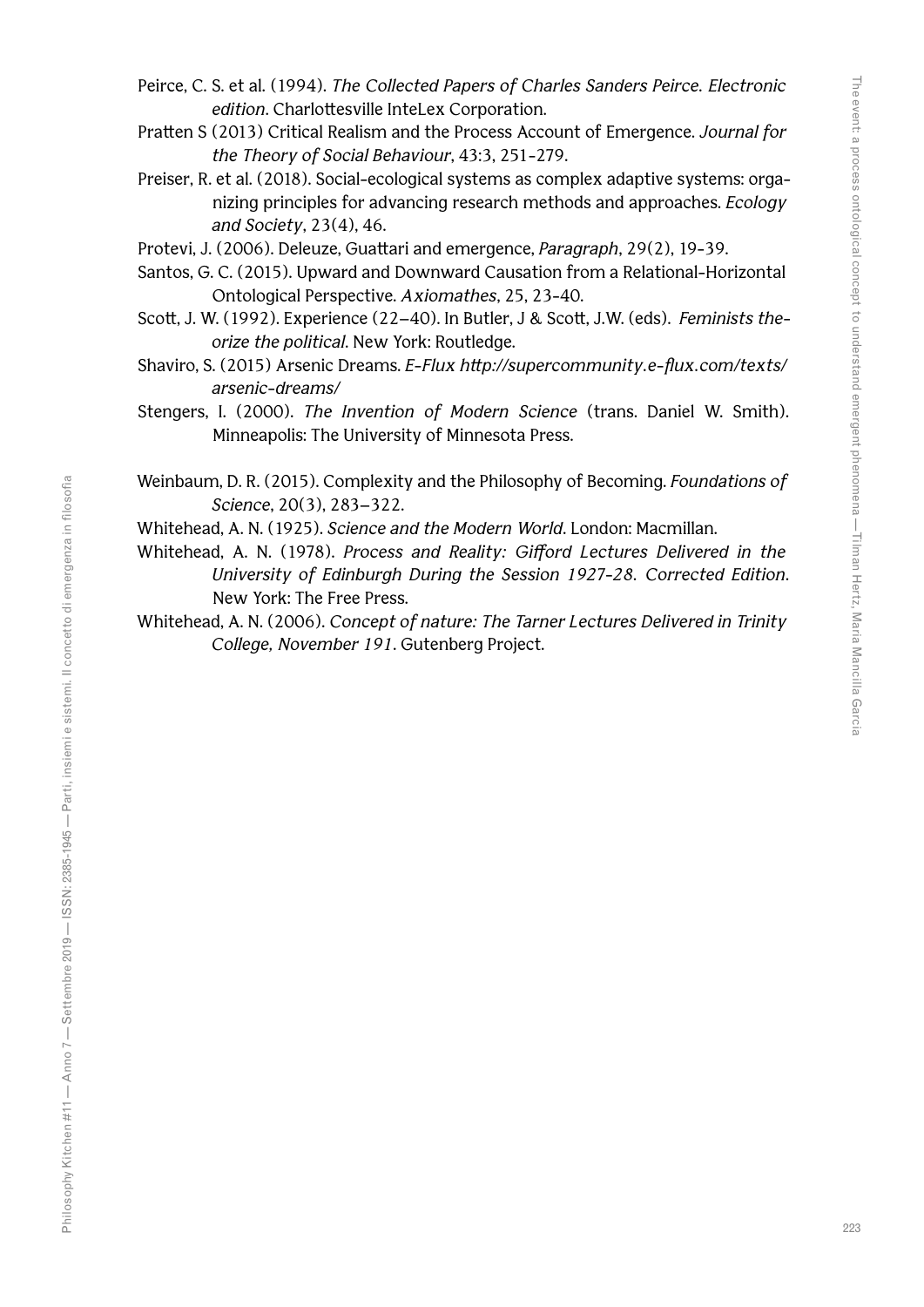Peirce, C. S. et al. (1994). *The Collected Papers of Charles Sanders Peirce. Electronic edition*. Charlottesville InteLex Corporation.

Pratten S (2013) Critical Realism and the Process Account of Emergence. *Journal for the Theory of Social Behaviour*, 43:3, 251-279.

Preiser, R. et al. (2018). Social-ecological systems as complex adaptive systems: organizing principles for advancing research methods and approaches. *Ecology and Society*, 23(4), 46.

Protevi, J. (2006). Deleuze, Guattari and emergence, *Paragraph*, 29(2), 19-39.

Santos, G. C. (2015). Upward and Downward Causation from a Relational-Horizontal Ontological Perspective. *Axiomathes*, 25, 23-40.

Scott, J. W. (1992). Experience (22—40). In Butler, J & Scott, J.W. (eds). *Feminists theorize the political*. New York: Routledge.

Shaviro, S. (2015) Arsenic Dreams. *E-Flux http://supercommunity.e-flux.com/texts/arsenic-dreams/*

Stengers, I. (2000). *The Invention of Modern Science* (trans. Daniel W. Smith). Minneapolis: The University of Minnesota Press.

Weinbaum, D. R. (2015). Complexity and the Philosophy of Becoming. *Foundations of Science*, 20(3), 283—322.

Whitehead, A. N. (1925). *Science and the Modern World*. London: Macmillan.

Whitehead, A. N. (1978). *Process and Reality: Gifford Lectures Delivered in the University of Edinburgh During the Session 1927-28. Corrected Edition*. New York: The Free Press.

Whitehead, A. N. (2006). *Concept of nature: The Tarner Lectures Delivered in Trinity College, November 191*. Gutenberg Project.